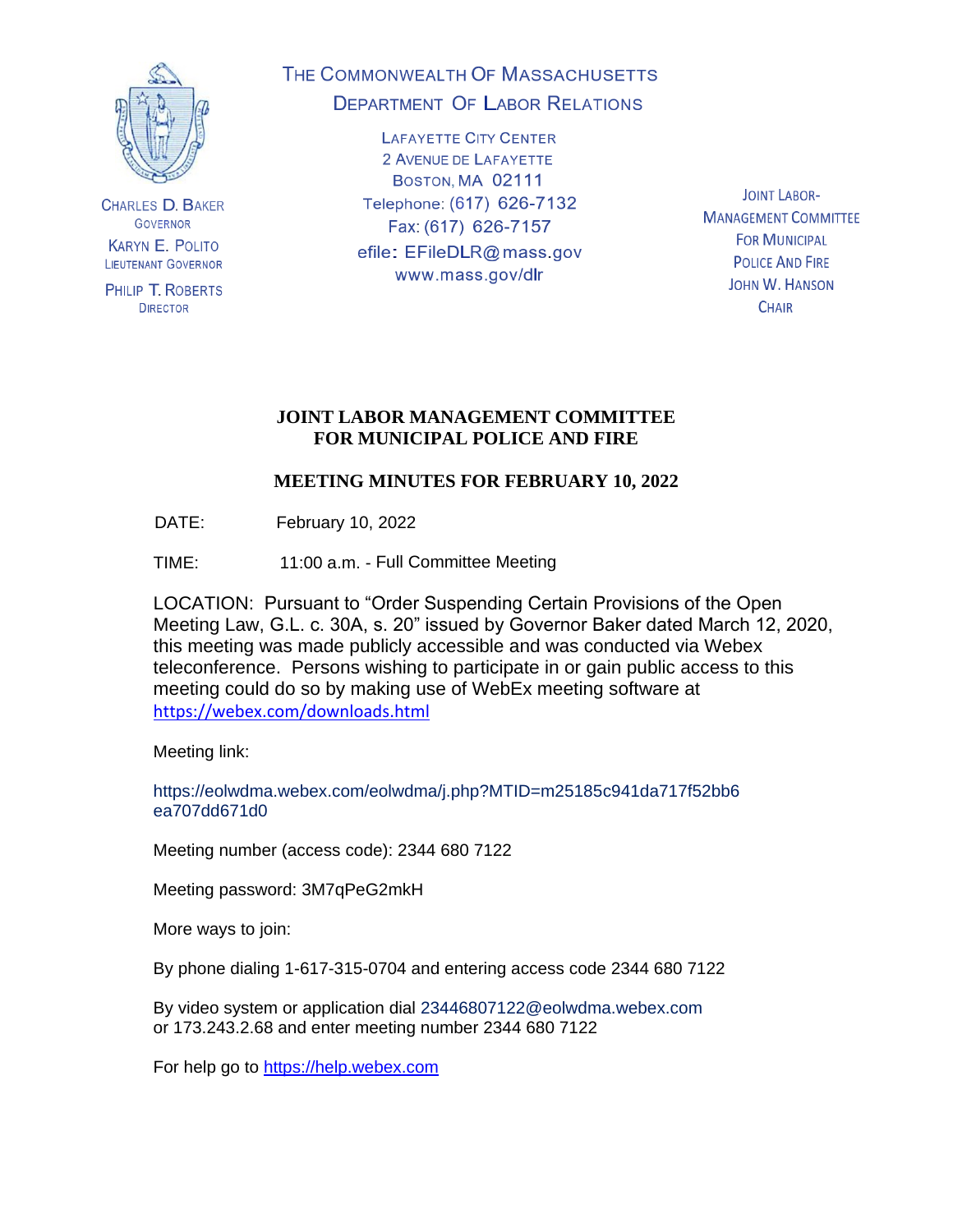THE COMMONWEALTH OF MASSACHUSETTS
DEPARTMENT OF LABOR RELATIONS

LAFAYETTE CITY CENTER
2 AVENUE DE LAFAYETTE
BOSTON, MA 02111
Telephone: (617) 626-7132
Fax: (617) 626-7157
efile: EFileDLR@mass.gov
www.mass.gov/dlr

CHARLES D. BAKER
GOVERNOR

KARYN E. POLITO
LIEUTENANT GOVERNOR

PHILIP T. ROBERTS
DIRECTOR

JOINT LABOR-MANAGEMENT COMMITTEE
FOR MUNICIPAL POLICE AND FIRE
JOHN W. HANSON
CHAIR

# JOINT LABOR MANAGEMENT COMMITTEE FOR MUNICIPAL POLICE AND FIRE

## MEETING MINUTES FOR FEBRUARY 10, 2022

DATE: February 10, 2022

TIME: 11:00 a.m. - Full Committee Meeting

LOCATION: Pursuant to "Order Suspending Certain Provisions of the Open Meeting Law, G.L. c. 30A, s. 20" issued by Governor Baker dated March 12, 2020, this meeting was made publicly accessible and was conducted via Webex teleconference. Persons wishing to participate in or gain public access to this meeting could do so by making use of WebEx meeting software at https://webex.com/downloads.html

Meeting link:

https://eolwdma.webex.com/eolwdma/j.php?MTID=m25185c941da717f52bb6ea707dd671d0

Meeting number (access code): 2344 680 7122

Meeting password: 3M7qPeG2mkH

More ways to join:

By phone dialing 1-617-315-0704 and entering access code 2344 680 7122

By video system or application dial 23446807122@eolwdma.webex.com or 173.243.2.68 and enter meeting number 2344 680 7122

For help go to https://help.webex.com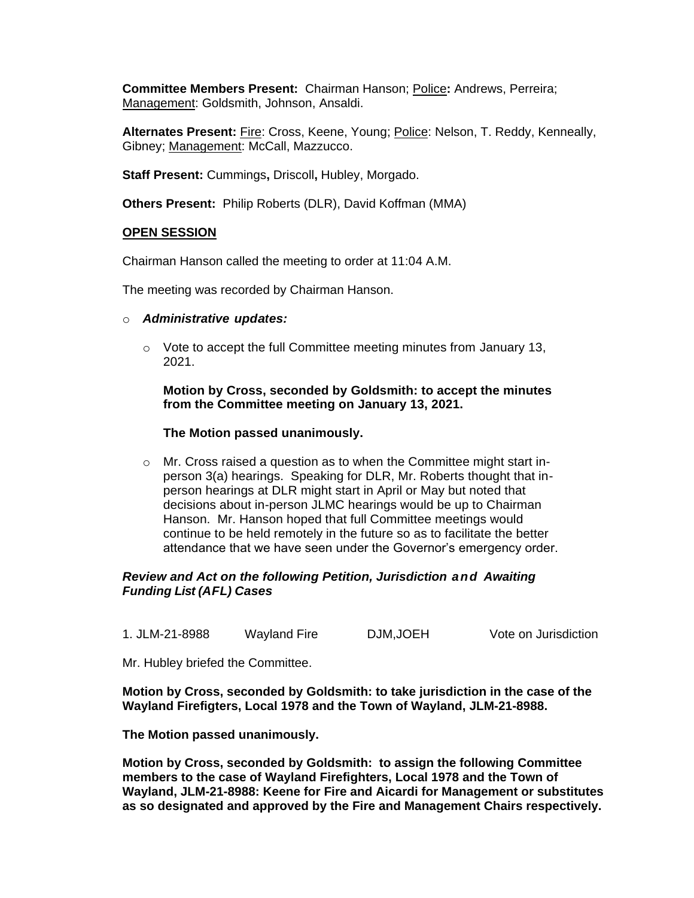**Committee Members Present:** Chairman Hanson; Police**:** Andrews, Perreira; Management: Goldsmith, Johnson, Ansaldi.

**Alternates Present:** Fire: Cross, Keene, Young; Police: Nelson, T. Reddy, Kenneally, Gibney; Management: McCall, Mazzucco.

**Staff Present:** Cummings**,** Driscoll**,** Hubley, Morgado.

**Others Present:** Philip Roberts (DLR), David Koffman (MMA)

## OPEN SESSION

Chairman Hanson called the meeting to order at 11:04 A.M.

The meeting was recorded by Chairman Hanson.

- ***Administrative updates:***
  - Vote to accept the full Committee meeting minutes from January 13, 2021.

    **Motion by Cross, seconded by Goldsmith: to accept the minutes from the Committee meeting on January 13, 2021.**

    **The Motion passed unanimously.**

  - Mr. Cross raised a question as to when the Committee might start in-person 3(a) hearings. Speaking for DLR, Mr. Roberts thought that in-person hearings at DLR might start in April or May but noted that decisions about in-person JLMC hearings would be up to Chairman Hanson. Mr. Hanson hoped that full Committee meetings would continue to be held remotely in the future so as to facilitate the better attendance that we have seen under the Governor's emergency order.

***Review and Act on the following Petition, Jurisdiction and Awaiting Funding List (AFL) Cases***

| 1. JLM-21-8988 | Wayland Fire | DJM,JOEH | Vote on Jurisdiction |
|---|---|---|---|

Mr. Hubley briefed the Committee.

**Motion by Cross, seconded by Goldsmith: to take jurisdiction in the case of the Wayland Firefigters, Local 1978 and the Town of Wayland, JLM-21-8988.**

**The Motion passed unanimously.**

**Motion by Cross, seconded by Goldsmith: to assign the following Committee members to the case of Wayland Firefighters, Local 1978 and the Town of Wayland, JLM-21-8988: Keene for Fire and Aicardi for Management or substitutes as so designated and approved by the Fire and Management Chairs respectively.**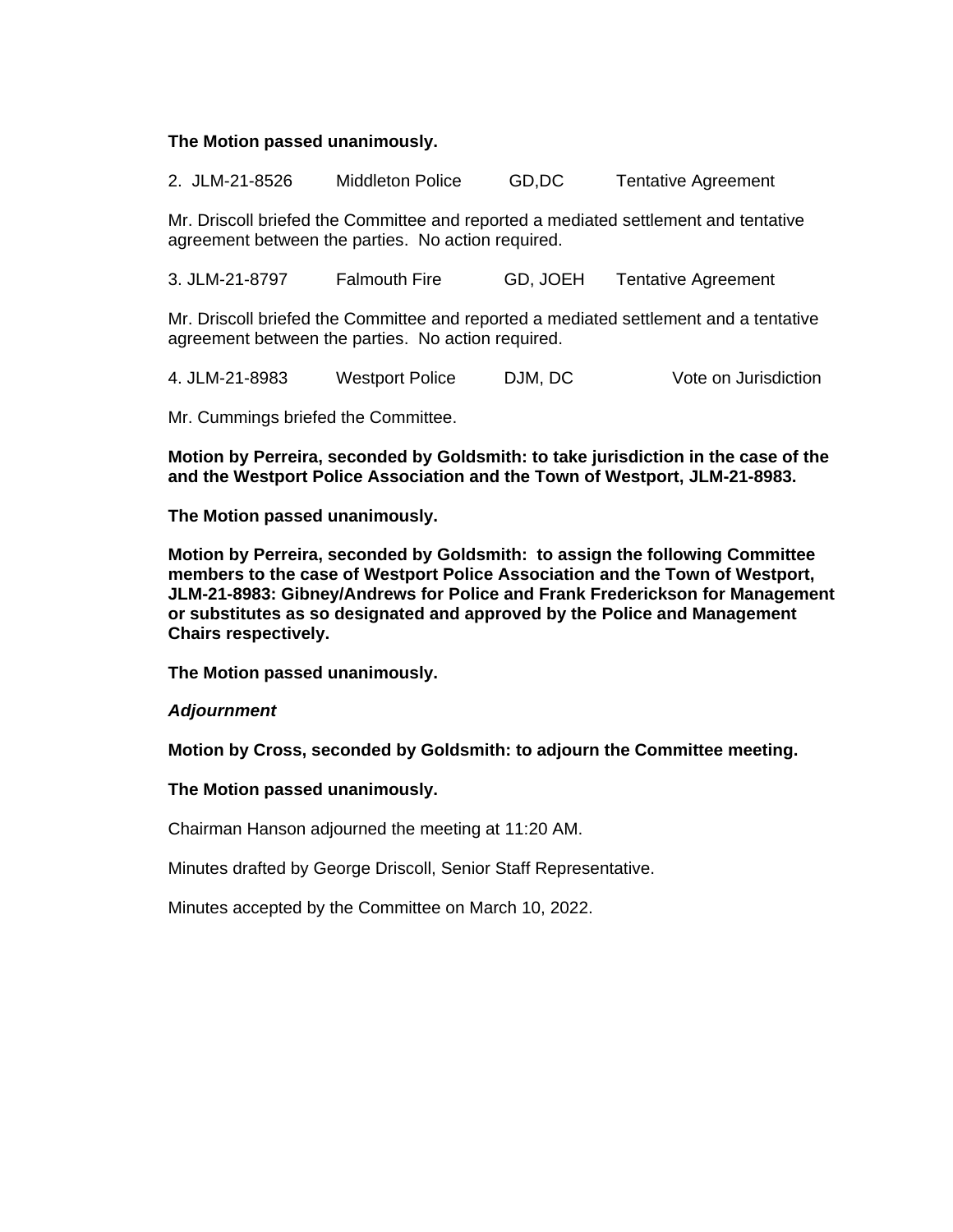**The Motion passed unanimously.**

2. JLM-21-8526 Middleton Police GD,DC Tentative Agreement

Mr. Driscoll briefed the Committee and reported a mediated settlement and tentative agreement between the parties. No action required.

3. JLM-21-8797 Falmouth Fire GD, JOEH Tentative Agreement

Mr. Driscoll briefed the Committee and reported a mediated settlement and a tentative agreement between the parties. No action required.

4. JLM-21-8983 Westport Police DJM, DC Vote on Jurisdiction

Mr. Cummings briefed the Committee.

**Motion by Perreira, seconded by Goldsmith: to take jurisdiction in the case of the and the Westport Police Association and the Town of Westport, JLM-21-8983.**

**The Motion passed unanimously.**

**Motion by Perreira, seconded by Goldsmith: to assign the following Committee members to the case of Westport Police Association and the Town of Westport, JLM-21-8983: Gibney/Andrews for Police and Frank Frederickson for Management or substitutes as so designated and approved by the Police and Management Chairs respectively.**

**The Motion passed unanimously.**

***Adjournment***

**Motion by Cross, seconded by Goldsmith: to adjourn the Committee meeting.**

**The Motion passed unanimously.**

Chairman Hanson adjourned the meeting at 11:20 AM.

Minutes drafted by George Driscoll, Senior Staff Representative.

Minutes accepted by the Committee on March 10, 2022.